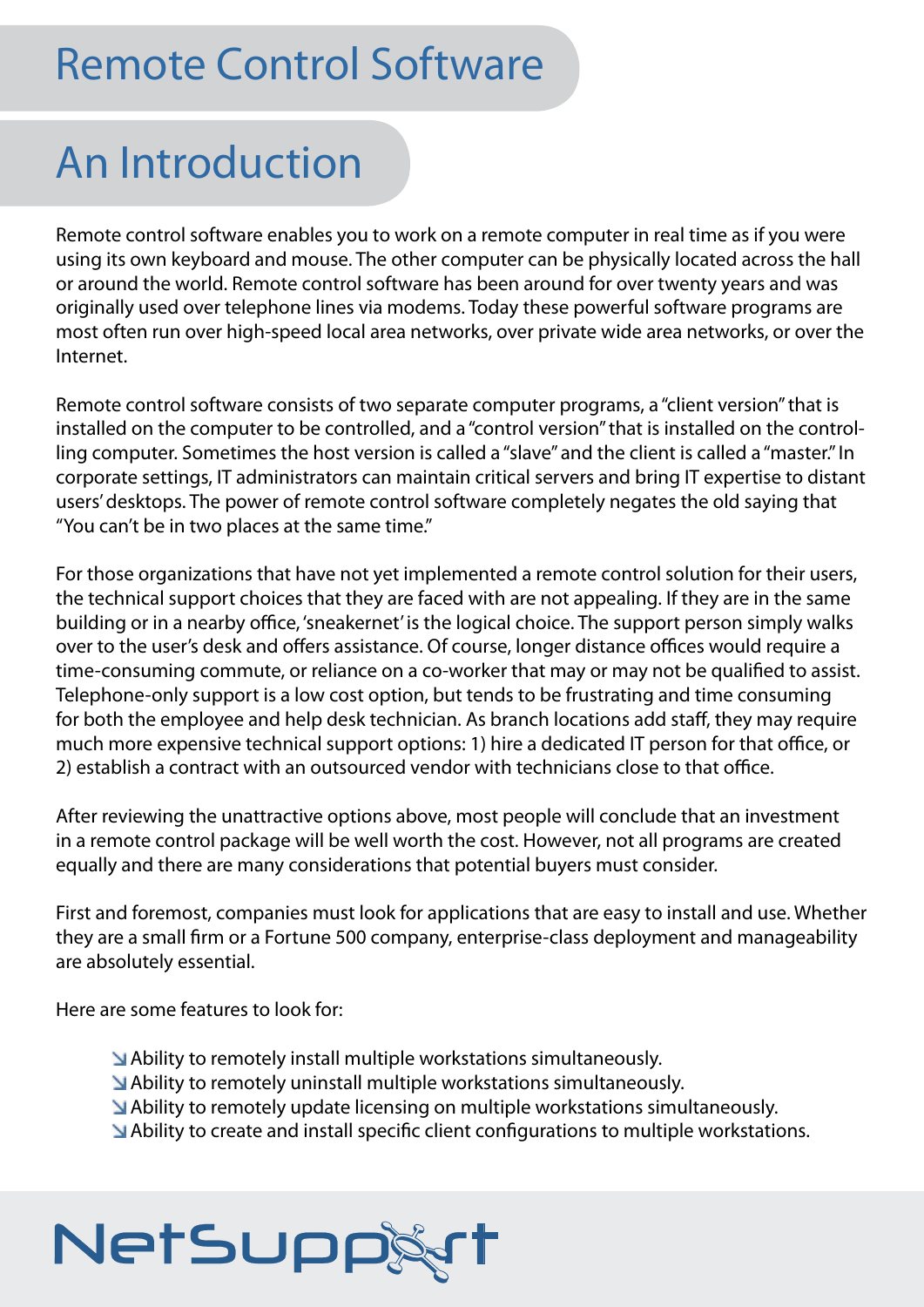# Remote Control Software

## An Introduction

Remote control software enables you to work on a remote computer in real time as if you were using its own keyboard and mouse. The other computer can be physically located across the hall or around the world. Remote control software has been around for over twenty years and was originally used over telephone lines via modems. Today these powerful software programs are most often run over high-speed local area networks, over private wide area networks, or over the Internet.

Remote control software consists of two separate computer programs, a "client version" that is installed on the computer to be controlled, and a "control version" that is installed on the controlling computer. Sometimes the host version is called a "slave" and the client is called a "master." In corporate settings, IT administrators can maintain critical servers and bring IT expertise to distant users' desktops. The power of remote control software completely negates the old saying that "You can't be in two places at the same time."

For those organizations that have not yet implemented a remote control solution for their users, the technical support choices that they are faced with are not appealing. If they are in the same building or in a nearby office, 'sneakernet' is the logical choice. The support person simply walks over to the user's desk and offers assistance. Of course, longer distance offices would require a time-consuming commute, or reliance on a co-worker that may or may not be qualified to assist. Telephone-only support is a low cost option, but tends to be frustrating and time consuming for both the employee and help desk technician. As branch locations add staff, they may require much more expensive technical support options: 1) hire a dedicated IT person for that office, or 2) establish a contract with an outsourced vendor with technicians close to that office.

After reviewing the unattractive options above, most people will conclude that an investment in a remote control package will be well worth the cost. However, not all programs are created equally and there are many considerations that potential buyers must consider.

First and foremost, companies must look for applications that are easy to install and use. Whether they are a small firm or a Fortune 500 company, enterprise-class deployment and manageability are absolutely essential.

Here are some features to look for:

- Ability to remotely install multiple workstations simultaneously.
- Ability to remotely uninstall multiple workstations simultaneously.
- Ability to remotely update licensing on multiple workstations simultaneously.
- Ability to create and install specific client configurations to multiple workstations.

NetSupport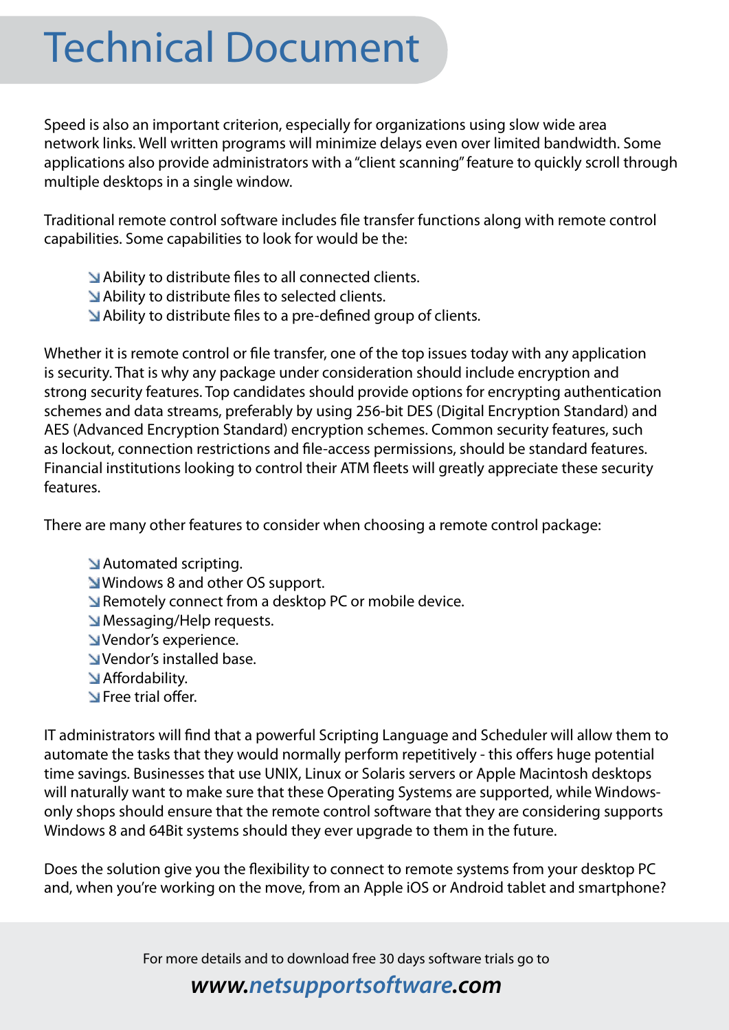# Technical Document

Speed is also an important criterion, especially for organizations using slow wide area network links. Well written programs will minimize delays even over limited bandwidth. Some applications also provide administrators with a "client scanning" feature to quickly scroll through multiple desktops in a single window.

Traditional remote control software includes file transfer functions along with remote control capabilities. Some capabilities to look for would be the:

- Ability to distribute files to all connected clients.
- Ability to distribute files to selected clients.
- Ability to distribute files to a pre-defined group of clients.

Whether it is remote control or file transfer, one of the top issues today with any application is security. That is why any package under consideration should include encryption and strong security features. Top candidates should provide options for encrypting authentication schemes and data streams, preferably by using 256-bit DES (Digital Encryption Standard) and AES (Advanced Encryption Standard) encryption schemes. Common security features, such as lockout, connection restrictions and file-access permissions, should be standard features. Financial institutions looking to control their ATM fleets will greatly appreciate these security features.

There are many other features to consider when choosing a remote control package:

- Automated scripting.
- Windows 8 and other OS support.
- Remotely connect from a desktop PC or mobile device.
- Messaging/Help requests.
- Vendor's experience.
- Vendor's installed base.
- Affordability.
- Free trial offer.

IT administrators will find that a powerful Scripting Language and Scheduler will allow them to automate the tasks that they would normally perform repetitively - this offers huge potential time savings. Businesses that use UNIX, Linux or Solaris servers or Apple Macintosh desktops will naturally want to make sure that these Operating Systems are supported, while Windows-only shops should ensure that the remote control software that they are considering supports Windows 8 and 64Bit systems should they ever upgrade to them in the future.

Does the solution give you the flexibility to connect to remote systems from your desktop PC and, when you're working on the move, from an Apple iOS or Android tablet and smartphone?

For more details and to download free 30 days software trials go to

***www.netsupportsoftware.com***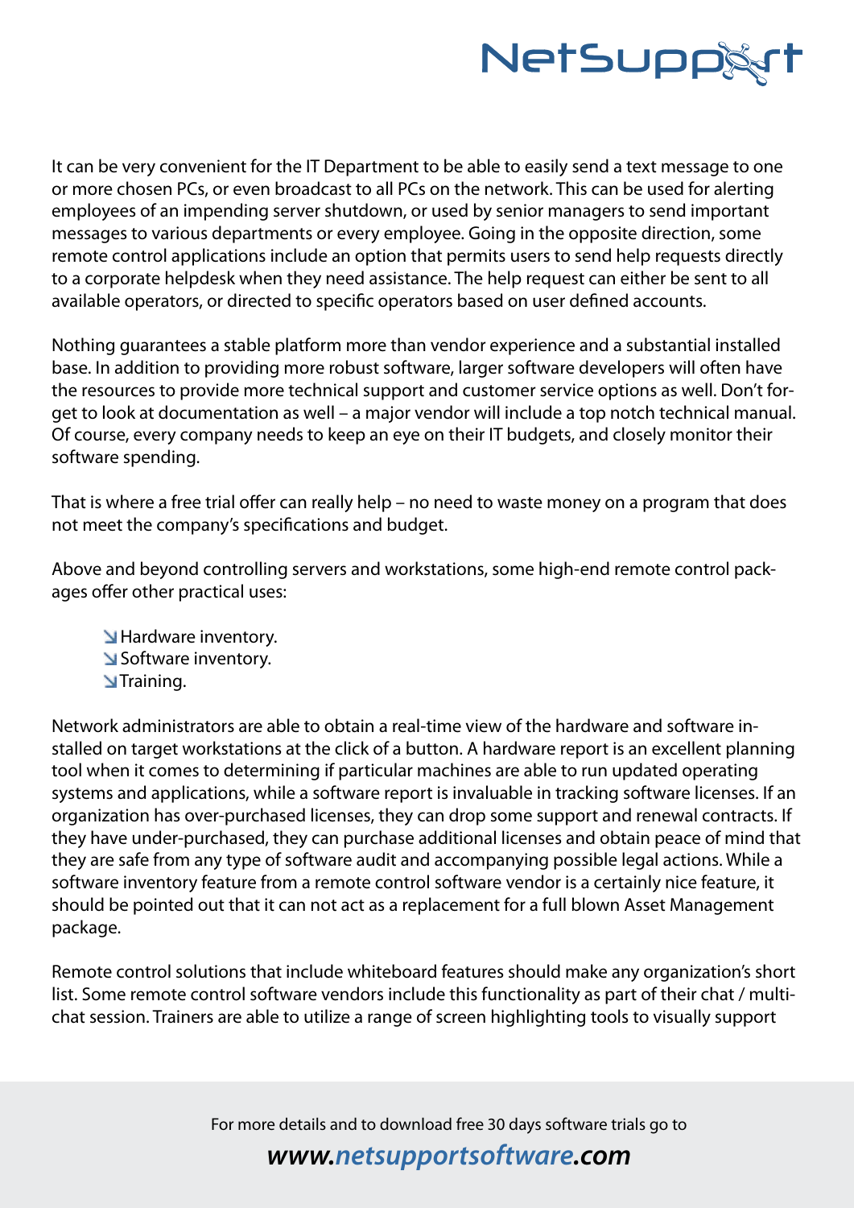It can be very convenient for the IT Department to be able to easily send a text message to one or more chosen PCs, or even broadcast to all PCs on the network. This can be used for alerting employees of an impending server shutdown, or used by senior managers to send important messages to various departments or every employee. Going in the opposite direction, some remote control applications include an option that permits users to send help requests directly to a corporate helpdesk when they need assistance. The help request can either be sent to all available operators, or directed to specific operators based on user defined accounts.

Nothing guarantees a stable platform more than vendor experience and a substantial installed base. In addition to providing more robust software, larger software developers will often have the resources to provide more technical support and customer service options as well. Don't forget to look at documentation as well – a major vendor will include a top notch technical manual. Of course, every company needs to keep an eye on their IT budgets, and closely monitor their software spending.

That is where a free trial offer can really help – no need to waste money on a program that does not meet the company's specifications and budget.

Above and beyond controlling servers and workstations, some high-end remote control packages offer other practical uses:

- Hardware inventory.
- Software inventory.
- Training.

Network administrators are able to obtain a real-time view of the hardware and software installed on target workstations at the click of a button. A hardware report is an excellent planning tool when it comes to determining if particular machines are able to run updated operating systems and applications, while a software report is invaluable in tracking software licenses. If an organization has over-purchased licenses, they can drop some support and renewal contracts. If they have under-purchased, they can purchase additional licenses and obtain peace of mind that they are safe from any type of software audit and accompanying possible legal actions. While a software inventory feature from a remote control software vendor is a certainly nice feature, it should be pointed out that it can not act as a replacement for a full blown Asset Management package.

Remote control solutions that include whiteboard features should make any organization's short list. Some remote control software vendors include this functionality as part of their chat / multi-chat session. Trainers are able to utilize a range of screen highlighting tools to visually support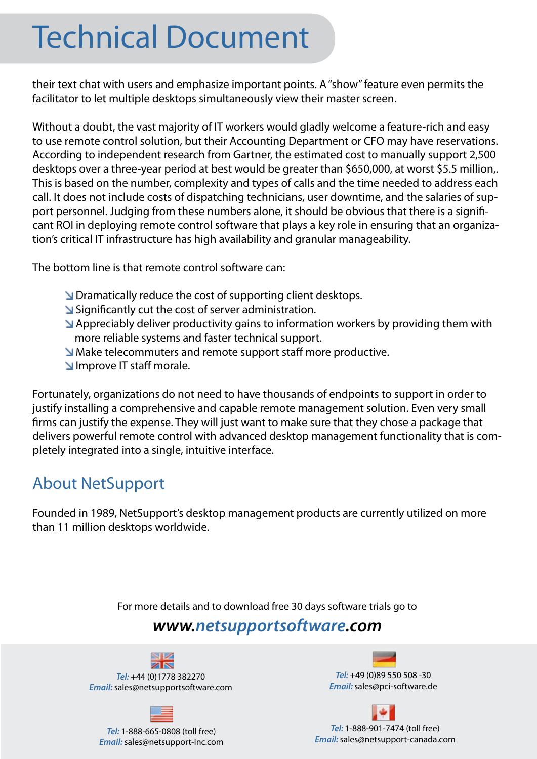# Technical Document

their text chat with users and emphasize important points. A "show" feature even permits the facilitator to let multiple desktops simultaneously view their master screen.

Without a doubt, the vast majority of IT workers would gladly welcome a feature-rich and easy to use remote control solution, but their Accounting Department or CFO may have reservations. According to independent research from Gartner, the estimated cost to manually support 2,500 desktops over a three-year period at best would be greater than $650,000, at worst $5.5 million,. This is based on the number, complexity and types of calls and the time needed to address each call. It does not include costs of dispatching technicians, user downtime, and the salaries of support personnel. Judging from these numbers alone, it should be obvious that there is a significant ROI in deploying remote control software that plays a key role in ensuring that an organization's critical IT infrastructure has high availability and granular manageability.

The bottom line is that remote control software can:

- Dramatically reduce the cost of supporting client desktops.
- Significantly cut the cost of server administration.
- Appreciably deliver productivity gains to information workers by providing them with more reliable systems and faster technical support.
- Make telecommuters and remote support staff more productive.
- Improve IT staff morale.

Fortunately, organizations do not need to have thousands of endpoints to support in order to justify installing a comprehensive and capable remote management solution. Even very small firms can justify the expense. They will just want to make sure that they chose a package that delivers powerful remote control with advanced desktop management functionality that is completely integrated into a single, intuitive interface.

## About NetSupport

Founded in 1989, NetSupport's desktop management products are currently utilized on more than 11 million desktops worldwide.

For more details and to download free 30 days software trials go to

***www.netsupportsoftware.com***

*Tel:* +44 (0)1778 382270
*Email:* sales@netsupportsoftware.com

*Tel:* +49 (0)89 550 508 -30
*Email:* sales@pci-software.de

*Tel:* 1-888-665-0808 (toll free)
*Email:* sales@netsupport-inc.com

*Tel:* 1-888-901-7474 (toll free)
*Email:* sales@netsupport-canada.com